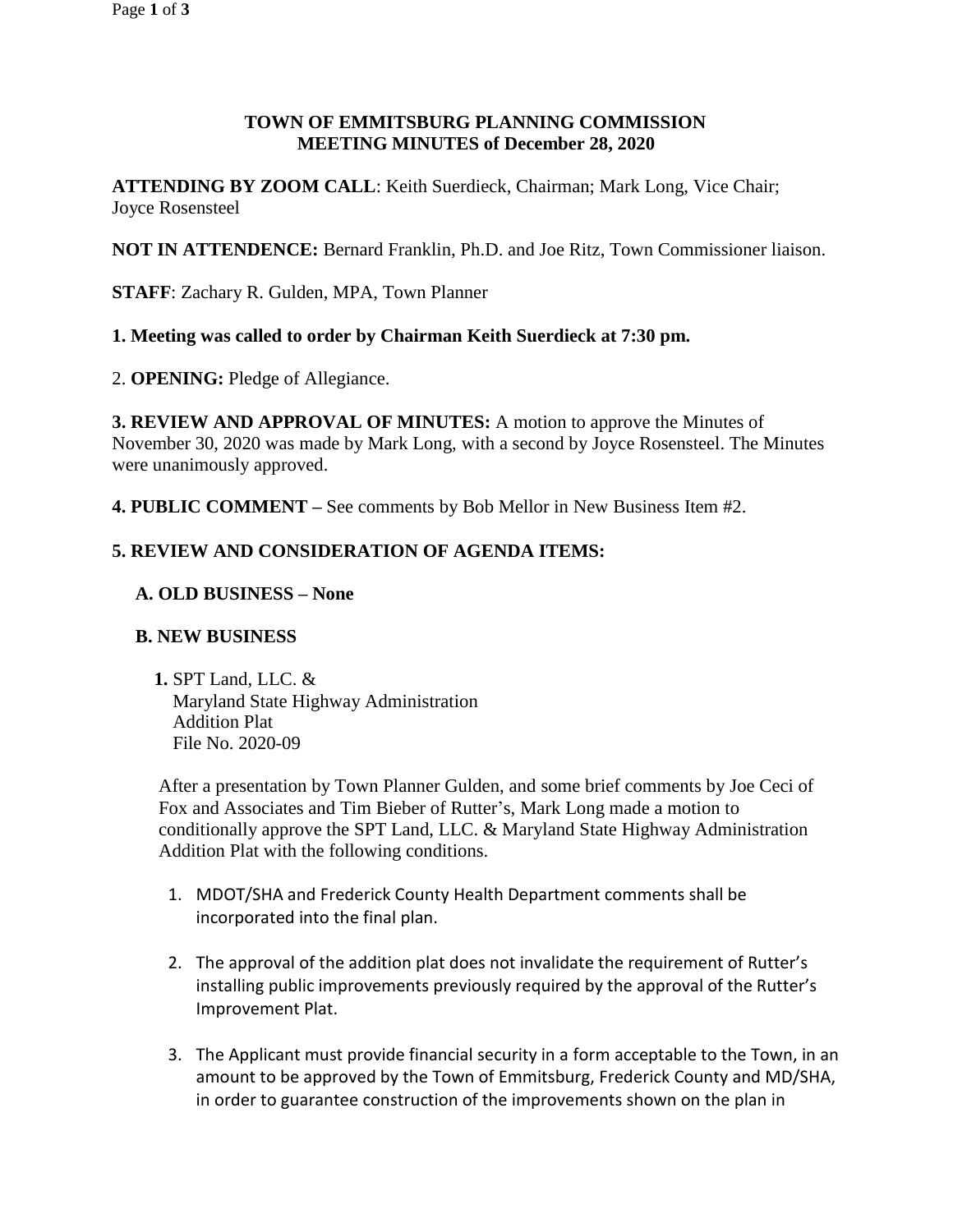# TOWN OF EMMITSBURG PLANNING COMMISSION
# MEETING MINUTES of December 28, 2020

**ATTENDING BY ZOOM CALL**: Keith Suerdieck, Chairman; Mark Long, Vice Chair; Joyce Rosensteel

**NOT IN ATTENDENCE:** Bernard Franklin, Ph.D. and Joe Ritz, Town Commissioner liaison.

**STAFF**: Zachary R. Gulden, MPA, Town Planner

**1. Meeting was called to order by Chairman Keith Suerdieck at 7:30 pm.**

2. **OPENING:** Pledge of Allegiance.

**3. REVIEW AND APPROVAL OF MINUTES:** A motion to approve the Minutes of November 30, 2020 was made by Mark Long, with a second by Joyce Rosensteel. The Minutes were unanimously approved.

**4. PUBLIC COMMENT –** See comments by Bob Mellor in New Business Item #2.

**5. REVIEW AND CONSIDERATION OF AGENDA ITEMS:**

**A. OLD BUSINESS – None**

**B. NEW BUSINESS**

**1.** SPT Land, LLC. &
Maryland State Highway Administration
Addition Plat
File No. 2020-09

After a presentation by Town Planner Gulden, and some brief comments by Joe Ceci of Fox and Associates and Tim Bieber of Rutter's, Mark Long made a motion to conditionally approve the SPT Land, LLC. & Maryland State Highway Administration Addition Plat with the following conditions.

1. MDOT/SHA and Frederick County Health Department comments shall be incorporated into the final plan.
2. The approval of the addition plat does not invalidate the requirement of Rutter's installing public improvements previously required by the approval of the Rutter's Improvement Plat.
3. The Applicant must provide financial security in a form acceptable to the Town, in an amount to be approved by the Town of Emmitsburg, Frederick County and MD/SHA, in order to guarantee construction of the improvements shown on the plan in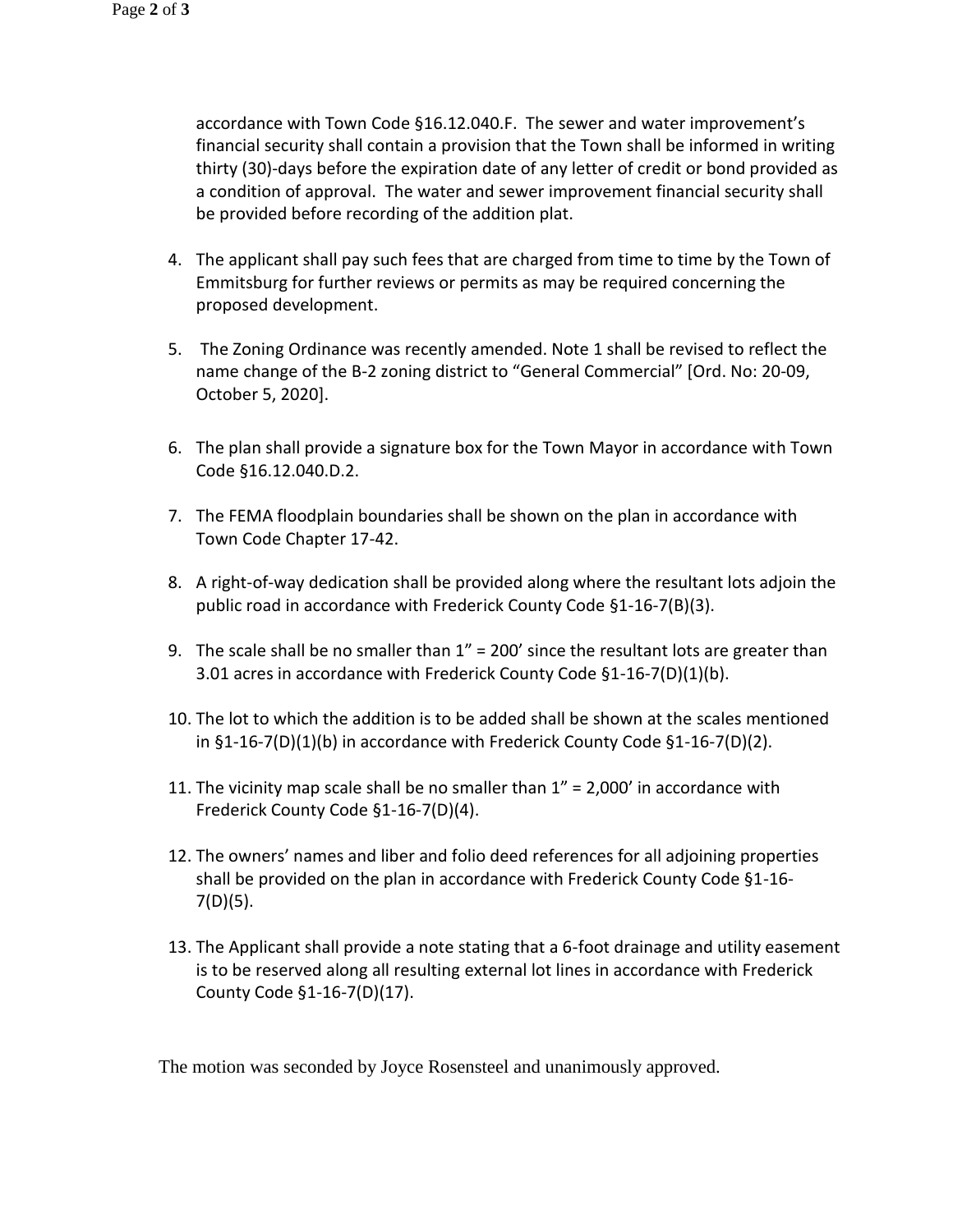accordance with Town Code §16.12.040.F. The sewer and water improvement's financial security shall contain a provision that the Town shall be informed in writing thirty (30)-days before the expiration date of any letter of credit or bond provided as a condition of approval. The water and sewer improvement financial security shall be provided before recording of the addition plat.

4. The applicant shall pay such fees that are charged from time to time by the Town of Emmitsburg for further reviews or permits as may be required concerning the proposed development.

5. The Zoning Ordinance was recently amended. Note 1 shall be revised to reflect the name change of the B-2 zoning district to "General Commercial" [Ord. No: 20-09, October 5, 2020].

6. The plan shall provide a signature box for the Town Mayor in accordance with Town Code §16.12.040.D.2.

7. The FEMA floodplain boundaries shall be shown on the plan in accordance with Town Code Chapter 17-42.

8. A right-of-way dedication shall be provided along where the resultant lots adjoin the public road in accordance with Frederick County Code §1-16-7(B)(3).

9. The scale shall be no smaller than 1" = 200' since the resultant lots are greater than 3.01 acres in accordance with Frederick County Code §1-16-7(D)(1)(b).

10. The lot to which the addition is to be added shall be shown at the scales mentioned in §1-16-7(D)(1)(b) in accordance with Frederick County Code §1-16-7(D)(2).

11. The vicinity map scale shall be no smaller than 1" = 2,000' in accordance with Frederick County Code §1-16-7(D)(4).

12. The owners' names and liber and folio deed references for all adjoining properties shall be provided on the plan in accordance with Frederick County Code §1-16-7(D)(5).

13. The Applicant shall provide a note stating that a 6-foot drainage and utility easement is to be reserved along all resulting external lot lines in accordance with Frederick County Code §1-16-7(D)(17).

The motion was seconded by Joyce Rosensteel and unanimously approved.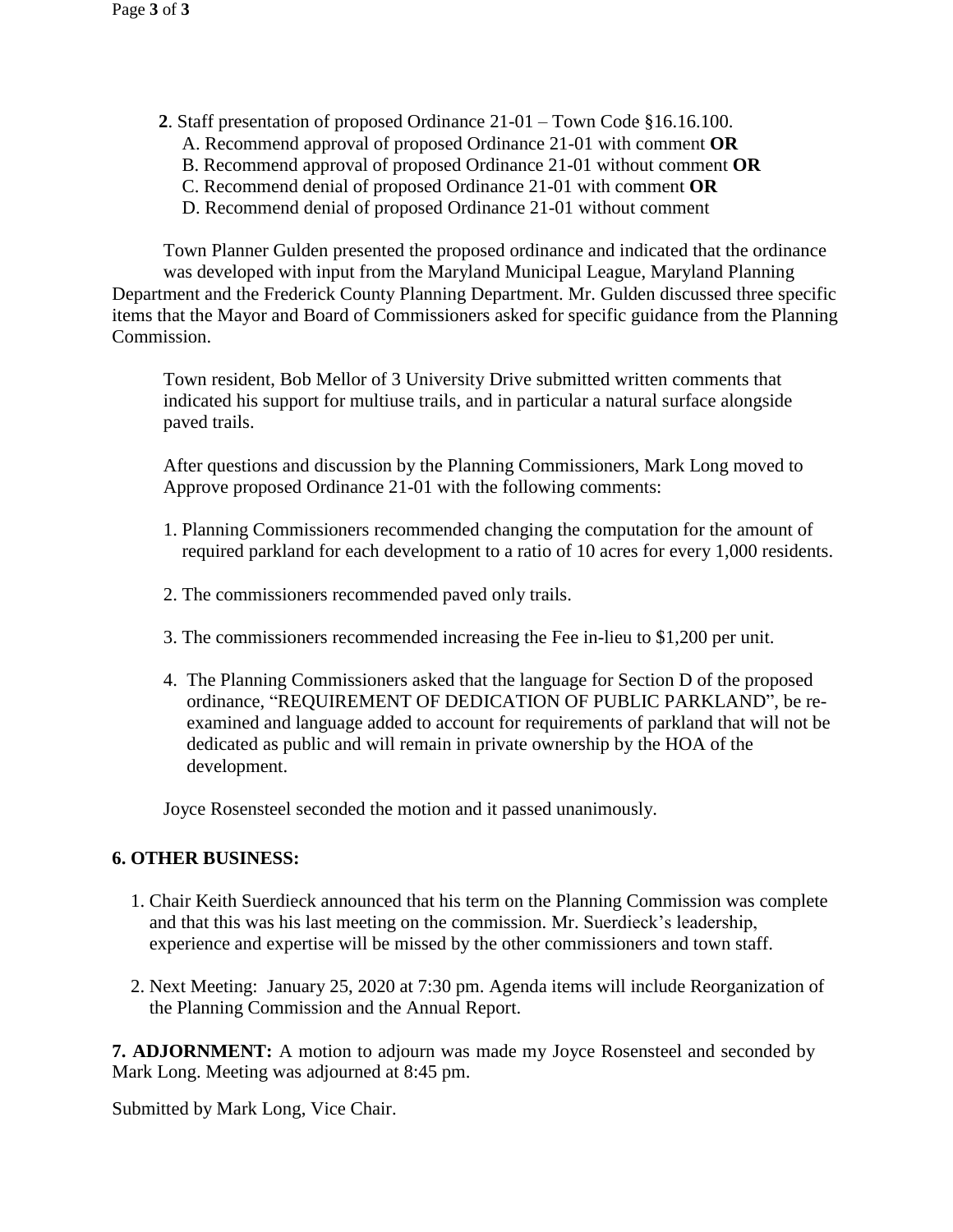**2**. Staff presentation of proposed Ordinance 21-01 – Town Code §16.16.100.

A. Recommend approval of proposed Ordinance 21-01 with comment **OR**

B. Recommend approval of proposed Ordinance 21-01 without comment **OR**

C. Recommend denial of proposed Ordinance 21-01 with comment **OR**

D. Recommend denial of proposed Ordinance 21-01 without comment

Town Planner Gulden presented the proposed ordinance and indicated that the ordinance was developed with input from the Maryland Municipal League, Maryland Planning Department and the Frederick County Planning Department. Mr. Gulden discussed three specific items that the Mayor and Board of Commissioners asked for specific guidance from the Planning Commission.

Town resident, Bob Mellor of 3 University Drive submitted written comments that indicated his support for multiuse trails, and in particular a natural surface alongside paved trails.

After questions and discussion by the Planning Commissioners, Mark Long moved to Approve proposed Ordinance 21-01 with the following comments:

1. Planning Commissioners recommended changing the computation for the amount of required parkland for each development to a ratio of 10 acres for every 1,000 residents.

2. The commissioners recommended paved only trails.

3. The commissioners recommended increasing the Fee in-lieu to $1,200 per unit.

4. The Planning Commissioners asked that the language for Section D of the proposed ordinance, "REQUIREMENT OF DEDICATION OF PUBLIC PARKLAND", be re-examined and language added to account for requirements of parkland that will not be dedicated as public and will remain in private ownership by the HOA of the development.

Joyce Rosensteel seconded the motion and it passed unanimously.

## 6. OTHER BUSINESS:

1. Chair Keith Suerdieck announced that his term on the Planning Commission was complete and that this was his last meeting on the commission. Mr. Suerdieck's leadership, experience and expertise will be missed by the other commissioners and town staff.

2. Next Meeting: January 25, 2020 at 7:30 pm. Agenda items will include Reorganization of the Planning Commission and the Annual Report.

**7. ADJOURNMENT:** A motion to adjourn was made my Joyce Rosensteel and seconded by Mark Long. Meeting was adjourned at 8:45 pm.

Submitted by Mark Long, Vice Chair.